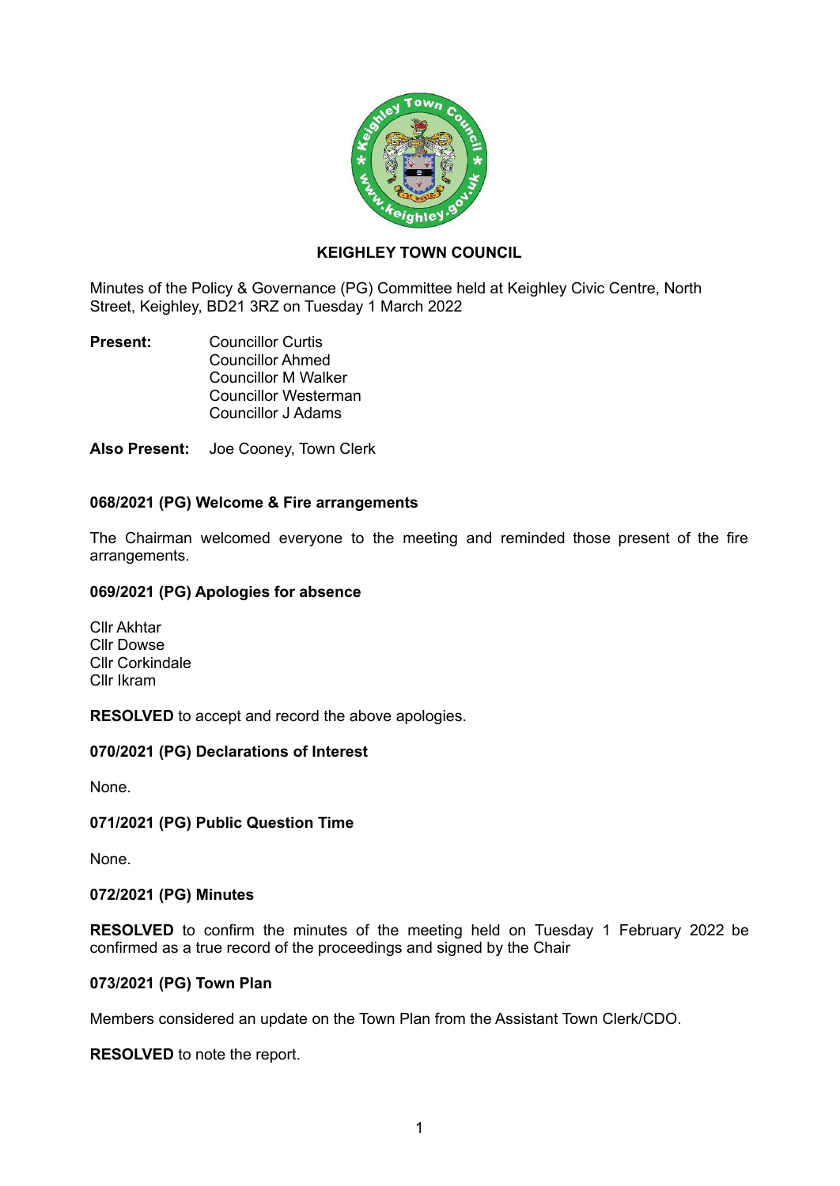# KEIGHLEY TOWN COUNCIL

Minutes of the Policy & Governance (PG) Committee held at Keighley Civic Centre, North Street, Keighley, BD21 3RZ on Tuesday 1 March 2022

**Present:** Councillor Curtis
Councillor Ahmed
Councillor M Walker
Councillor Westerman
Councillor J Adams

**Also Present:** Joe Cooney, Town Clerk

### 068/2021 (PG) Welcome & Fire arrangements

The Chairman welcomed everyone to the meeting and reminded those present of the fire arrangements.

### 069/2021 (PG) Apologies for absence

Cllr Akhtar
Cllr Dowse
Cllr Corkindale
Cllr Ikram

**RESOLVED** to accept and record the above apologies.

### 070/2021 (PG) Declarations of Interest

None.

### 071/2021 (PG) Public Question Time

None.

### 072/2021 (PG) Minutes

**RESOLVED** to confirm the minutes of the meeting held on Tuesday 1 February 2022 be confirmed as a true record of the proceedings and signed by the Chair

### 073/2021 (PG) Town Plan

Members considered an update on the Town Plan from the Assistant Town Clerk/CDO.

**RESOLVED** to note the report.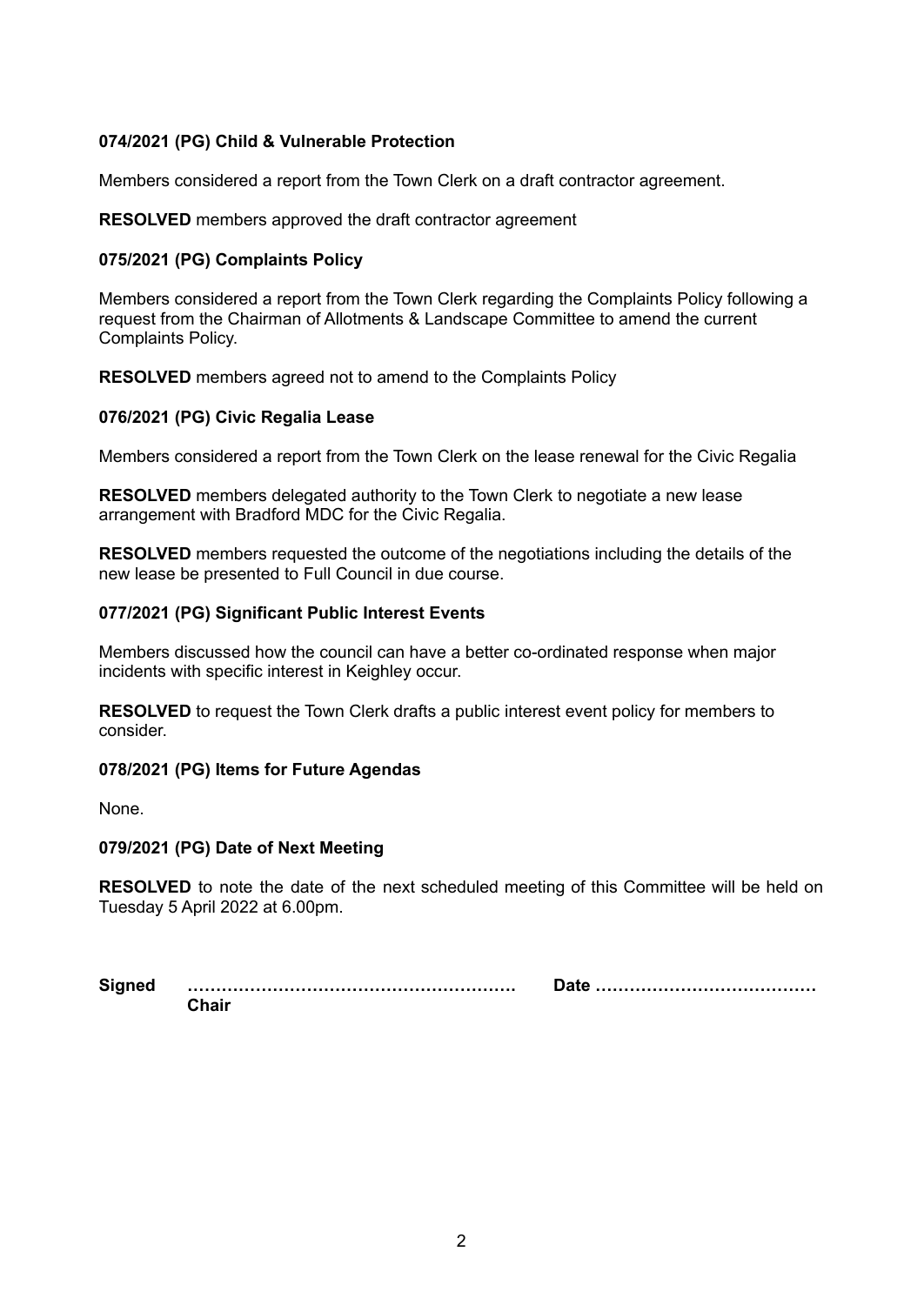**074/2021 (PG) Child & Vulnerable Protection**

Members considered a report from the Town Clerk on a draft contractor agreement.

**RESOLVED** members approved the draft contractor agreement

**075/2021 (PG) Complaints Policy**

Members considered a report from the Town Clerk regarding the Complaints Policy following a request from the Chairman of Allotments & Landscape Committee to amend the current Complaints Policy.

**RESOLVED** members agreed not to amend to the Complaints Policy

**076/2021 (PG) Civic Regalia Lease**

Members considered a report from the Town Clerk on the lease renewal for the Civic Regalia

**RESOLVED** members delegated authority to the Town Clerk to negotiate a new lease arrangement with Bradford MDC for the Civic Regalia.

**RESOLVED** members requested the outcome of the negotiations including the details of the new lease be presented to Full Council in due course.

**077/2021 (PG) Significant Public Interest Events**

Members discussed how the council can have a better co-ordinated response when major incidents with specific interest in Keighley occur.

**RESOLVED** to request the Town Clerk drafts a public interest event policy for members to consider.

**078/2021 (PG) Items for Future Agendas**

None.

**079/2021 (PG) Date of Next Meeting**

**RESOLVED** to note the date of the next scheduled meeting of this Committee will be held on Tuesday 5 April 2022 at 6.00pm.

**Signed ………………………………………………… Date ………………………………**
**Chair**